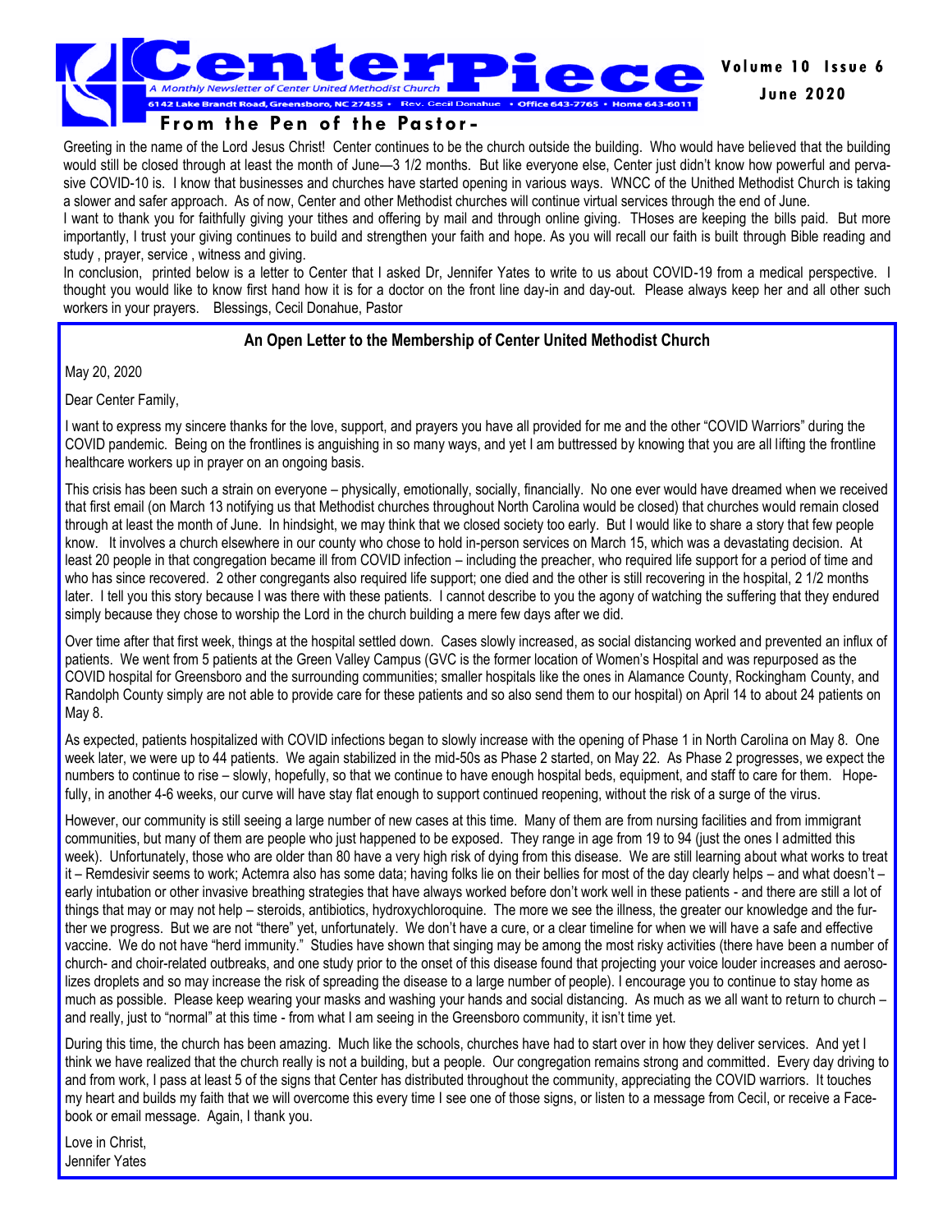# CenterPiece

*A Monthly Newsletter of Center United Methodist Church*

6142 Lake Brandt Road, Greensboro, NC 27455 • Rev. Cecil Donahue • Office 643-7765 • Home 643-6011

Volume 10 Issue 6

June 2020

## From the Pen of the Pastor-

Greeting in the name of the Lord Jesus Christ! Center continues to be the church outside the building. Who would have believed that the building would still be closed through at least the month of June—3 1/2 months. But like everyone else, Center just didn't know how powerful and pervasive COVID-10 is. I know that businesses and churches have started opening in various ways. WNCC of the Unithed Methodist Church is taking a slower and safer approach. As of now, Center and other Methodist churches will continue virtual services through the end of June.

I want to thank you for faithfully giving your tithes and offering by mail and through online giving. THoses are keeping the bills paid. But more importantly, I trust your giving continues to build and strengthen your faith and hope. As you will recall our faith is built through Bible reading and study , prayer, service , witness and giving.

In conclusion, printed below is a letter to Center that I asked Dr, Jennifer Yates to write to us about COVID-19 from a medical perspective. I thought you would like to know first hand how it is for a doctor on the front line day-in and day-out. Please always keep her and all other such workers in your prayers. Blessings, Cecil Donahue, Pastor

### An Open Letter to the Membership of Center United Methodist Church

May 20, 2020

Dear Center Family,

I want to express my sincere thanks for the love, support, and prayers you have all provided for me and the other "COVID Warriors" during the COVID pandemic. Being on the frontlines is anguishing in so many ways, and yet I am buttressed by knowing that you are all lifting the frontline healthcare workers up in prayer on an ongoing basis.

This crisis has been such a strain on everyone – physically, emotionally, socially, financially. No one ever would have dreamed when we received that first email (on March 13 notifying us that Methodist churches throughout North Carolina would be closed) that churches would remain closed through at least the month of June. In hindsight, we may think that we closed society too early. But I would like to share a story that few people know. It involves a church elsewhere in our county who chose to hold in-person services on March 15, which was a devastating decision. At least 20 people in that congregation became ill from COVID infection – including the preacher, who required life support for a period of time and who has since recovered. 2 other congregants also required life support; one died and the other is still recovering in the hospital, 2 1/2 months later. I tell you this story because I was there with these patients. I cannot describe to you the agony of watching the suffering that they endured simply because they chose to worship the Lord in the church building a mere few days after we did.

Over time after that first week, things at the hospital settled down. Cases slowly increased, as social distancing worked and prevented an influx of patients. We went from 5 patients at the Green Valley Campus (GVC is the former location of Women's Hospital and was repurposed as the COVID hospital for Greensboro and the surrounding communities; smaller hospitals like the ones in Alamance County, Rockingham County, and Randolph County simply are not able to provide care for these patients and so also send them to our hospital) on April 14 to about 24 patients on May 8.

As expected, patients hospitalized with COVID infections began to slowly increase with the opening of Phase 1 in North Carolina on May 8. One week later, we were up to 44 patients. We again stabilized in the mid-50s as Phase 2 started, on May 22. As Phase 2 progresses, we expect the numbers to continue to rise – slowly, hopefully, so that we continue to have enough hospital beds, equipment, and staff to care for them. Hopefully, in another 4-6 weeks, our curve will have stay flat enough to support continued reopening, without the risk of a surge of the virus.

However, our community is still seeing a large number of new cases at this time. Many of them are from nursing facilities and from immigrant communities, but many of them are people who just happened to be exposed. They range in age from 19 to 94 (just the ones I admitted this week). Unfortunately, those who are older than 80 have a very high risk of dying from this disease. We are still learning about what works to treat it – Remdesivir seems to work; Actemra also has some data; having folks lie on their bellies for most of the day clearly helps – and what doesn't – early intubation or other invasive breathing strategies that have always worked before don't work well in these patients - and there are still a lot of things that may or may not help – steroids, antibiotics, hydroxychloroquine. The more we see the illness, the greater our knowledge and the further we progress. But we are not "there" yet, unfortunately. We don't have a cure, or a clear timeline for when we will have a safe and effective vaccine. We do not have "herd immunity." Studies have shown that singing may be among the most risky activities (there have been a number of church- and choir-related outbreaks, and one study prior to the onset of this disease found that projecting your voice louder increases and aerosolizes droplets and so may increase the risk of spreading the disease to a large number of people). I encourage you to continue to stay home as much as possible. Please keep wearing your masks and washing your hands and social distancing. As much as we all want to return to church – and really, just to "normal" at this time - from what I am seeing in the Greensboro community, it isn't time yet.

During this time, the church has been amazing. Much like the schools, churches have had to start over in how they deliver services. And yet I think we have realized that the church really is not a building, but a people. Our congregation remains strong and committed. Every day driving to and from work, I pass at least 5 of the signs that Center has distributed throughout the community, appreciating the COVID warriors. It touches my heart and builds my faith that we will overcome this every time I see one of those signs, or listen to a message from Cecil, or receive a Facebook or email message. Again, I thank you.

Love in Christ,
Jennifer Yates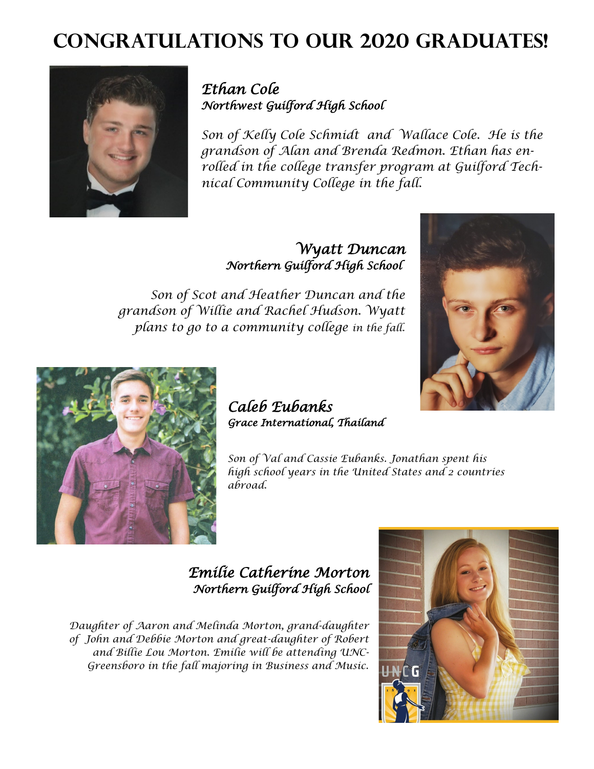# CONGRATULATIONS TO OUR 2020 GRADUATES!

## *Ethan Cole*
***Northwest Guilford High School***

*Son of Kelly Cole Schmidt and Wallace Cole. He is the grandson of Alan and Brenda Redmon. Ethan has enrolled in the college transfer program at Guilford Technical Community College in the fall.*

## *Wyatt Duncan*
***Northern Guilford High School***

*Son of Scot and Heather Duncan and the grandson of Willie and Rachel Hudson. Wyatt plans to go to a community college in the fall.*

## *Caleb Eubanks*
***Grace International, Thailand***

*Son of Val and Cassie Eubanks. Jonathan spent his high school years in the United States and 2 countries abroad.*

## *Emilie Catherine Morton*
***Northern Guilford High School***

*Daughter of Aaron and Melinda Morton, grand-daughter of John and Debbie Morton and great-daughter of Robert and Billie Lou Morton. Emilie will be attending UNC-Greensboro in the fall majoring in Business and Music.*